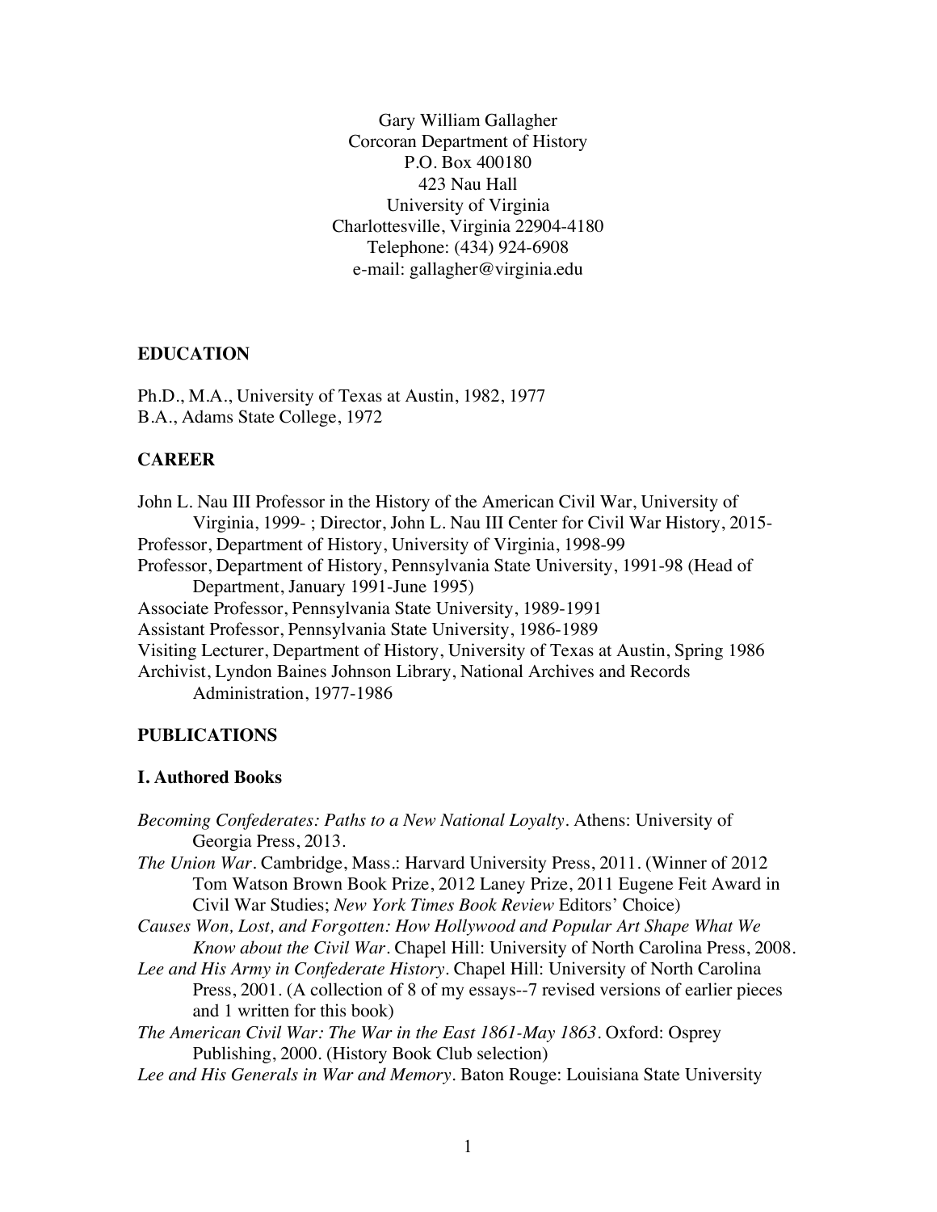Gary William Gallagher
Corcoran Department of History
P.O. Box 400180
423 Nau Hall
University of Virginia
Charlottesville, Virginia 22904-4180
Telephone: (434) 924-6908
e-mail: gallagher@virginia.edu

## EDUCATION

Ph.D., M.A., University of Texas at Austin, 1982, 1977
B.A., Adams State College, 1972

## CAREER

John L. Nau III Professor in the History of the American Civil War, University of Virginia, 1999- ; Director, John L. Nau III Center for Civil War History, 2015-
Professor, Department of History, University of Virginia, 1998-99
Professor, Department of History, Pennsylvania State University, 1991-98 (Head of Department, January 1991-June 1995)
Associate Professor, Pennsylvania State University, 1989-1991
Assistant Professor, Pennsylvania State University, 1986-1989
Visiting Lecturer, Department of History, University of Texas at Austin, Spring 1986
Archivist, Lyndon Baines Johnson Library, National Archives and Records Administration, 1977-1986

## PUBLICATIONS

### I. Authored Books

*Becoming Confederates: Paths to a New National Loyalty*. Athens: University of Georgia Press, 2013.

*The Union War*. Cambridge, Mass.: Harvard University Press, 2011. (Winner of 2012 Tom Watson Brown Book Prize, 2012 Laney Prize, 2011 Eugene Feit Award in Civil War Studies; *New York Times Book Review* Editors' Choice)

*Causes Won, Lost, and Forgotten: How Hollywood and Popular Art Shape What We Know about the Civil War*. Chapel Hill: University of North Carolina Press, 2008.

*Lee and His Army in Confederate History*. Chapel Hill: University of North Carolina Press, 2001. (A collection of 8 of my essays--7 revised versions of earlier pieces and 1 written for this book)

*The American Civil War: The War in the East 1861-May 1863*. Oxford: Osprey Publishing, 2000. (History Book Club selection)

*Lee and His Generals in War and Memory*. Baton Rouge: Louisiana State University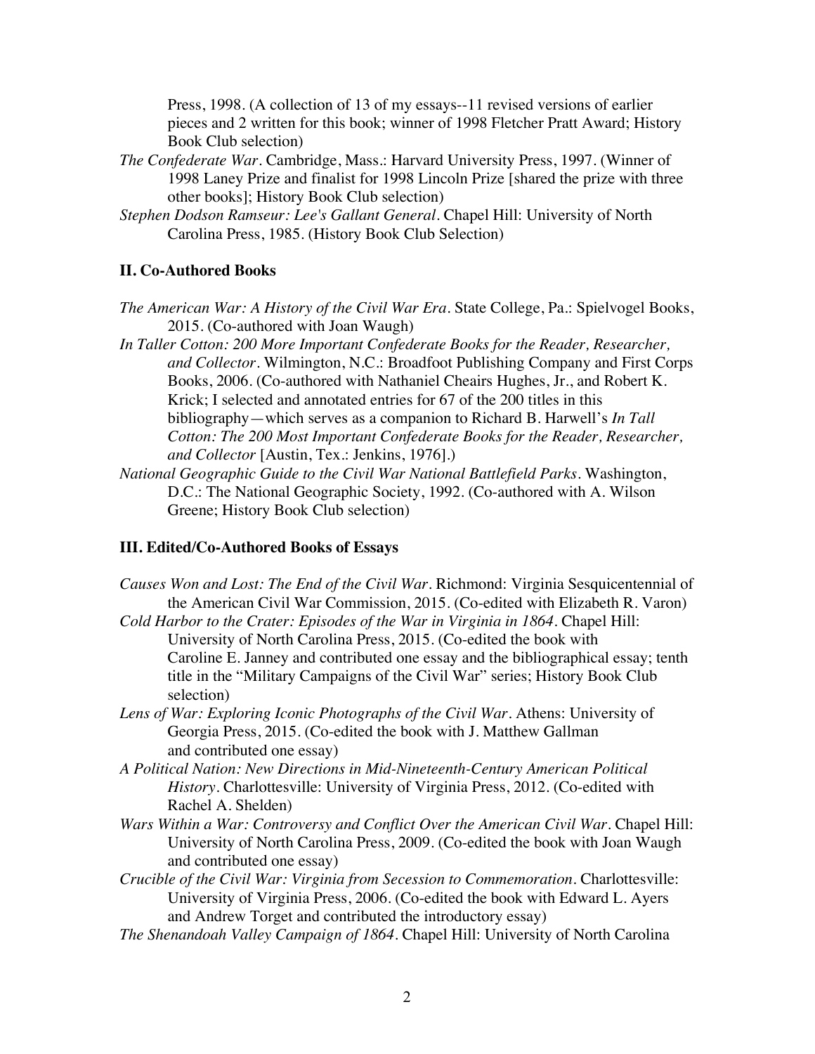Press, 1998. (A collection of 13 of my essays--11 revised versions of earlier pieces and 2 written for this book; winner of 1998 Fletcher Pratt Award; History Book Club selection)

*The Confederate War*. Cambridge, Mass.: Harvard University Press, 1997. (Winner of 1998 Laney Prize and finalist for 1998 Lincoln Prize [shared the prize with three other books]; History Book Club selection)

*Stephen Dodson Ramseur: Lee's Gallant General*. Chapel Hill: University of North Carolina Press, 1985. (History Book Club Selection)

### II. Co-Authored Books

*The American War: A History of the Civil War Era*. State College, Pa.: Spielvogel Books, 2015. (Co-authored with Joan Waugh)

*In Taller Cotton: 200 More Important Confederate Books for the Reader, Researcher, and Collector*. Wilmington, N.C.: Broadfoot Publishing Company and First Corps Books, 2006. (Co-authored with Nathaniel Cheairs Hughes, Jr., and Robert K. Krick; I selected and annotated entries for 67 of the 200 titles in this bibliography—which serves as a companion to Richard B. Harwell's *In Tall Cotton: The 200 Most Important Confederate Books for the Reader, Researcher, and Collector* [Austin, Tex.: Jenkins, 1976].)

*National Geographic Guide to the Civil War National Battlefield Parks*. Washington, D.C.: The National Geographic Society, 1992. (Co-authored with A. Wilson Greene; History Book Club selection)

### III. Edited/Co-Authored Books of Essays

*Causes Won and Lost: The End of the Civil War*. Richmond: Virginia Sesquicentennial of the American Civil War Commission, 2015. (Co-edited with Elizabeth R. Varon)

*Cold Harbor to the Crater: Episodes of the War in Virginia in 1864*. Chapel Hill: University of North Carolina Press, 2015. (Co-edited the book with Caroline E. Janney and contributed one essay and the bibliographical essay; tenth title in the "Military Campaigns of the Civil War" series; History Book Club selection)

*Lens of War: Exploring Iconic Photographs of the Civil War*. Athens: University of Georgia Press, 2015. (Co-edited the book with J. Matthew Gallman and contributed one essay)

*A Political Nation: New Directions in Mid-Nineteenth-Century American Political History*. Charlottesville: University of Virginia Press, 2012. (Co-edited with Rachel A. Shelden)

*Wars Within a War: Controversy and Conflict Over the American Civil War*. Chapel Hill: University of North Carolina Press, 2009. (Co-edited the book with Joan Waugh and contributed one essay)

*Crucible of the Civil War: Virginia from Secession to Commemoration*. Charlottesville: University of Virginia Press, 2006. (Co-edited the book with Edward L. Ayers and Andrew Torget and contributed the introductory essay)

*The Shenandoah Valley Campaign of 1864*. Chapel Hill: University of North Carolina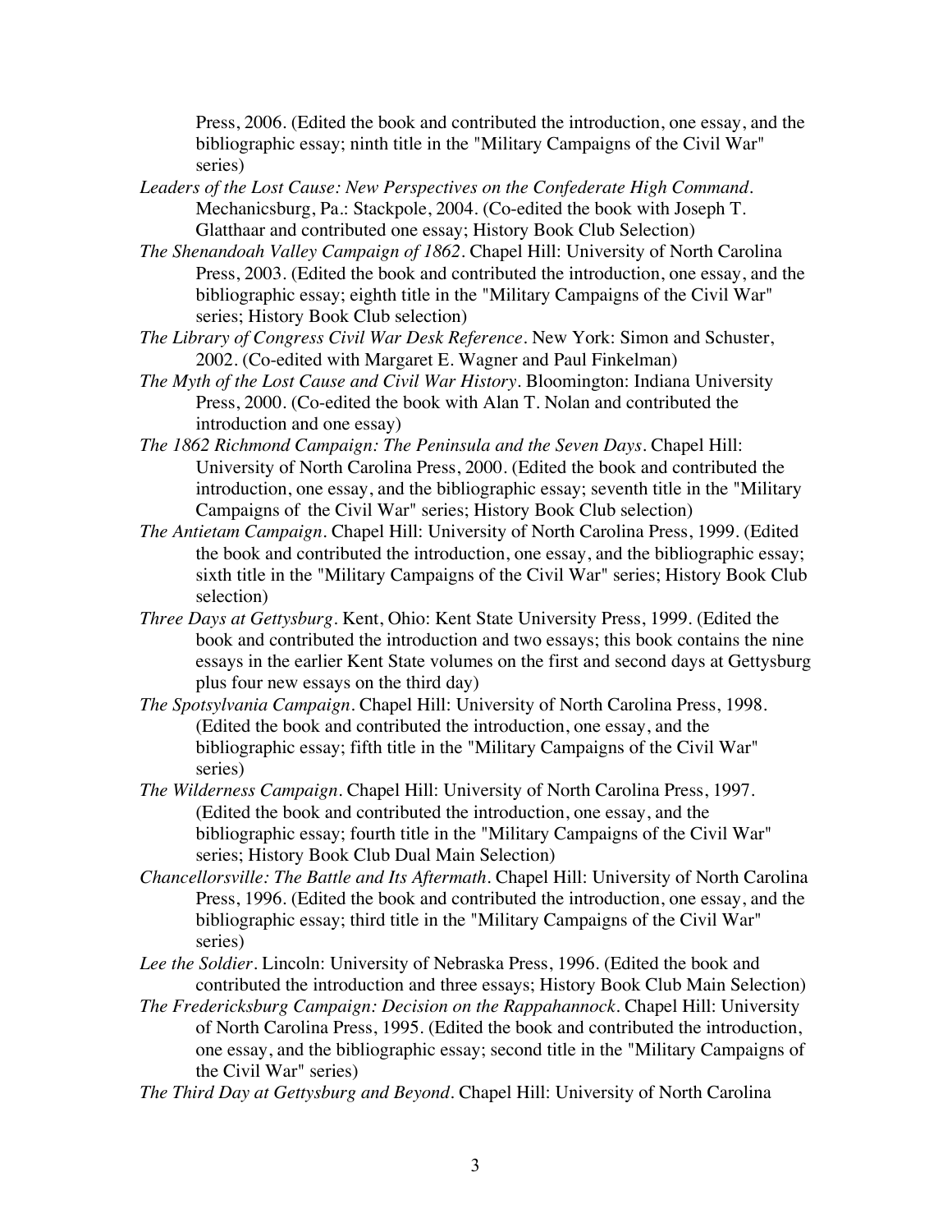Press, 2006. (Edited the book and contributed the introduction, one essay, and the bibliographic essay; ninth title in the "Military Campaigns of the Civil War" series)

*Leaders of the Lost Cause: New Perspectives on the Confederate High Command*. Mechanicsburg, Pa.: Stackpole, 2004. (Co-edited the book with Joseph T. Glatthaar and contributed one essay; History Book Club Selection)

*The Shenandoah Valley Campaign of 1862*. Chapel Hill: University of North Carolina Press, 2003. (Edited the book and contributed the introduction, one essay, and the bibliographic essay; eighth title in the "Military Campaigns of the Civil War" series; History Book Club selection)

*The Library of Congress Civil War Desk Reference*. New York: Simon and Schuster, 2002. (Co-edited with Margaret E. Wagner and Paul Finkelman)

*The Myth of the Lost Cause and Civil War History*. Bloomington: Indiana University Press, 2000. (Co-edited the book with Alan T. Nolan and contributed the introduction and one essay)

*The 1862 Richmond Campaign: The Peninsula and the Seven Days*. Chapel Hill: University of North Carolina Press, 2000. (Edited the book and contributed the introduction, one essay, and the bibliographic essay; seventh title in the "Military Campaigns of the Civil War" series; History Book Club selection)

*The Antietam Campaign*. Chapel Hill: University of North Carolina Press, 1999. (Edited the book and contributed the introduction, one essay, and the bibliographic essay; sixth title in the "Military Campaigns of the Civil War" series; History Book Club selection)

*Three Days at Gettysburg*. Kent, Ohio: Kent State University Press, 1999. (Edited the book and contributed the introduction and two essays; this book contains the nine essays in the earlier Kent State volumes on the first and second days at Gettysburg plus four new essays on the third day)

*The Spotsylvania Campaign*. Chapel Hill: University of North Carolina Press, 1998. (Edited the book and contributed the introduction, one essay, and the bibliographic essay; fifth title in the "Military Campaigns of the Civil War" series)

*The Wilderness Campaign*. Chapel Hill: University of North Carolina Press, 1997. (Edited the book and contributed the introduction, one essay, and the bibliographic essay; fourth title in the "Military Campaigns of the Civil War" series; History Book Club Dual Main Selection)

*Chancellorsville: The Battle and Its Aftermath*. Chapel Hill: University of North Carolina Press, 1996. (Edited the book and contributed the introduction, one essay, and the bibliographic essay; third title in the "Military Campaigns of the Civil War" series)

*Lee the Soldier*. Lincoln: University of Nebraska Press, 1996. (Edited the book and contributed the introduction and three essays; History Book Club Main Selection)

*The Fredericksburg Campaign: Decision on the Rappahannock*. Chapel Hill: University of North Carolina Press, 1995. (Edited the book and contributed the introduction, one essay, and the bibliographic essay; second title in the "Military Campaigns of the Civil War" series)

*The Third Day at Gettysburg and Beyond*. Chapel Hill: University of North Carolina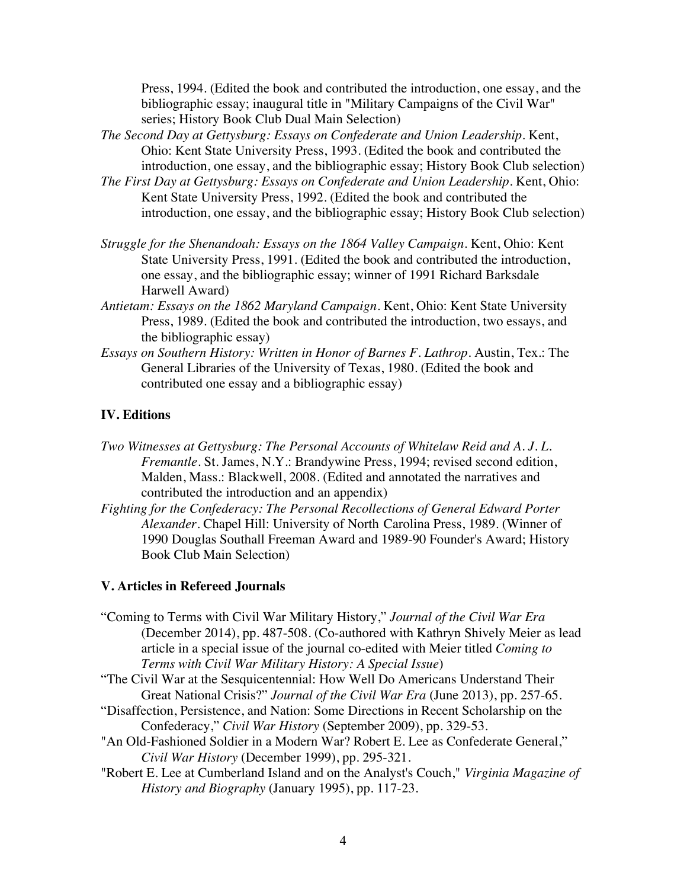Press, 1994. (Edited the book and contributed the introduction, one essay, and the bibliographic essay; inaugural title in "Military Campaigns of the Civil War" series; History Book Club Dual Main Selection)

*The Second Day at Gettysburg: Essays on Confederate and Union Leadership*. Kent, Ohio: Kent State University Press, 1993. (Edited the book and contributed the introduction, one essay, and the bibliographic essay; History Book Club selection)

*The First Day at Gettysburg: Essays on Confederate and Union Leadership*. Kent, Ohio: Kent State University Press, 1992. (Edited the book and contributed the introduction, one essay, and the bibliographic essay; History Book Club selection)

*Struggle for the Shenandoah: Essays on the 1864 Valley Campaign*. Kent, Ohio: Kent State University Press, 1991. (Edited the book and contributed the introduction, one essay, and the bibliographic essay; winner of 1991 Richard Barksdale Harwell Award)

*Antietam: Essays on the 1862 Maryland Campaign*. Kent, Ohio: Kent State University Press, 1989. (Edited the book and contributed the introduction, two essays, and the bibliographic essay)

*Essays on Southern History: Written in Honor of Barnes F. Lathrop*. Austin, Tex.: The General Libraries of the University of Texas, 1980. (Edited the book and contributed one essay and a bibliographic essay)

### IV. Editions

*Two Witnesses at Gettysburg: The Personal Accounts of Whitelaw Reid and A. J. L. Fremantle*. St. James, N.Y.: Brandywine Press, 1994; revised second edition, Malden, Mass.: Blackwell, 2008. (Edited and annotated the narratives and contributed the introduction and an appendix)

*Fighting for the Confederacy: The Personal Recollections of General Edward Porter Alexander*. Chapel Hill: University of North Carolina Press, 1989. (Winner of 1990 Douglas Southall Freeman Award and 1989-90 Founder's Award; History Book Club Main Selection)

### V. Articles in Refereed Journals

"Coming to Terms with Civil War Military History," *Journal of the Civil War Era* (December 2014), pp. 487-508. (Co-authored with Kathryn Shively Meier as lead article in a special issue of the journal co-edited with Meier titled *Coming to Terms with Civil War Military History: A Special Issue*)

"The Civil War at the Sesquicentennial: How Well Do Americans Understand Their Great National Crisis?" *Journal of the Civil War Era* (June 2013), pp. 257-65.

"Disaffection, Persistence, and Nation: Some Directions in Recent Scholarship on the Confederacy," *Civil War History* (September 2009), pp. 329-53.

"An Old-Fashioned Soldier in a Modern War? Robert E. Lee as Confederate General," *Civil War History* (December 1999), pp. 295-321.

"Robert E. Lee at Cumberland Island and on the Analyst's Couch," *Virginia Magazine of History and Biography* (January 1995), pp. 117-23.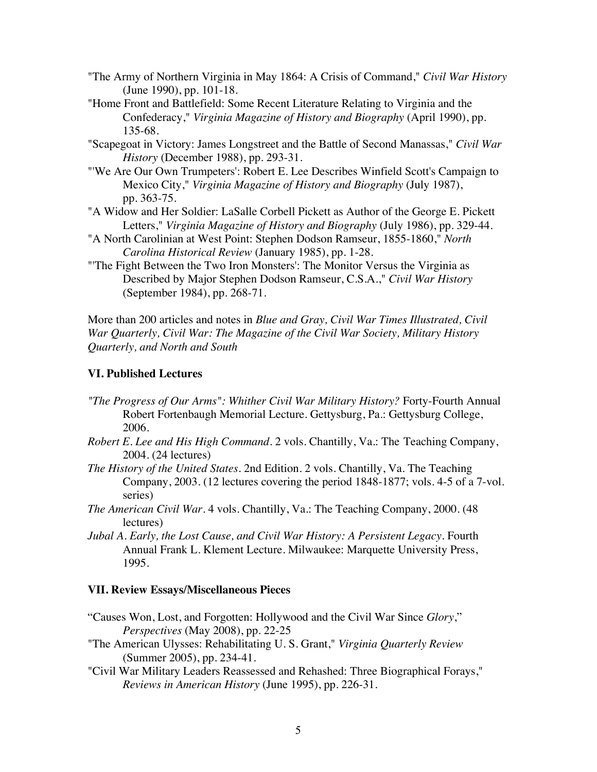"The Army of Northern Virginia in May 1864: A Crisis of Command," *Civil War History* (June 1990), pp. 101-18.

"Home Front and Battlefield: Some Recent Literature Relating to Virginia and the Confederacy," *Virginia Magazine of History and Biography* (April 1990), pp. 135-68.

"Scapegoat in Victory: James Longstreet and the Battle of Second Manassas," *Civil War History* (December 1988), pp. 293-31.

"'We Are Our Own Trumpeters': Robert E. Lee Describes Winfield Scott's Campaign to Mexico City," *Virginia Magazine of History and Biography* (July 1987), pp. 363-75.

"A Widow and Her Soldier: LaSalle Corbell Pickett as Author of the George E. Pickett Letters," *Virginia Magazine of History and Biography* (July 1986), pp. 329-44.

"A North Carolinian at West Point: Stephen Dodson Ramseur, 1855-1860," *North Carolina Historical Review* (January 1985), pp. 1-28.

"'The Fight Between the Two Iron Monsters': The Monitor Versus the Virginia as Described by Major Stephen Dodson Ramseur, C.S.A.," *Civil War History* (September 1984), pp. 268-71.

More than 200 articles and notes in *Blue and Gray, Civil War Times Illustrated, Civil War Quarterly, Civil War: The Magazine of the Civil War Society, Military History Quarterly, and North and South*

### VI. Published Lectures

*"The Progress of Our Arms": Whither Civil War Military History?* Forty-Fourth Annual Robert Fortenbaugh Memorial Lecture. Gettysburg, Pa.: Gettysburg College, 2006.

*Robert E. Lee and His High Command*. 2 vols. Chantilly, Va.: The Teaching Company, 2004. (24 lectures)

*The History of the United States*. 2nd Edition. 2 vols. Chantilly, Va. The Teaching Company, 2003. (12 lectures covering the period 1848-1877; vols. 4-5 of a 7-vol. series)

*The American Civil War*. 4 vols. Chantilly, Va.: The Teaching Company, 2000. (48 lectures)

*Jubal A. Early, the Lost Cause, and Civil War History: A Persistent Legacy*. Fourth Annual Frank L. Klement Lecture. Milwaukee: Marquette University Press, 1995.

### VII. Review Essays/Miscellaneous Pieces

"Causes Won, Lost, and Forgotten: Hollywood and the Civil War Since *Glory*," *Perspectives* (May 2008), pp. 22-25

"The American Ulysses: Rehabilitating U. S. Grant," *Virginia Quarterly Review* (Summer 2005), pp. 234-41.

"Civil War Military Leaders Reassessed and Rehashed: Three Biographical Forays," *Reviews in American History* (June 1995), pp. 226-31.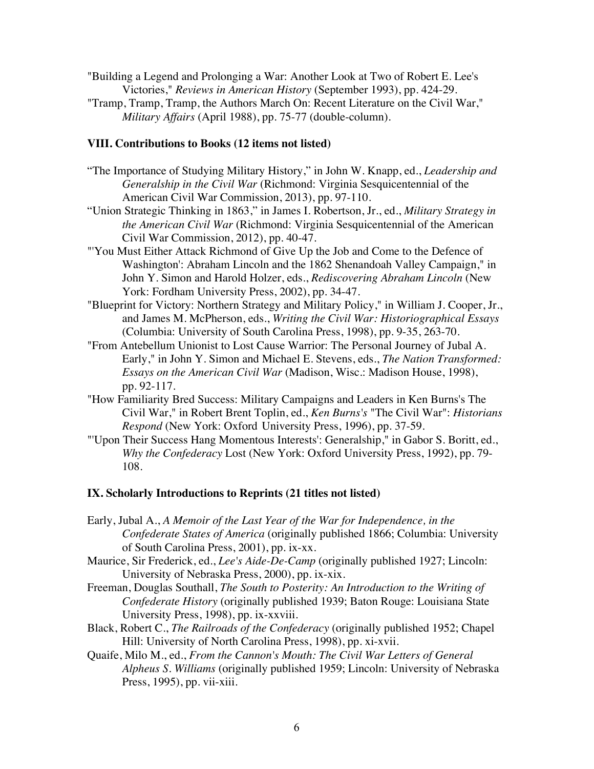"Building a Legend and Prolonging a War: Another Look at Two of Robert E. Lee's Victories," *Reviews in American History* (September 1993), pp. 424-29.

"Tramp, Tramp, Tramp, the Authors March On: Recent Literature on the Civil War," *Military Affairs* (April 1988), pp. 75-77 (double-column).

### VIII. Contributions to Books (12 items not listed)

"The Importance of Studying Military History," in John W. Knapp, ed., *Leadership and Generalship in the Civil War* (Richmond: Virginia Sesquicentennial of the American Civil War Commission, 2013), pp. 97-110.

"Union Strategic Thinking in 1863," in James I. Robertson, Jr., ed., *Military Strategy in the American Civil War* (Richmond: Virginia Sesquicentennial of the American Civil War Commission, 2012), pp. 40-47.

"'You Must Either Attack Richmond of Give Up the Job and Come to the Defence of Washington': Abraham Lincoln and the 1862 Shenandoah Valley Campaign," in John Y. Simon and Harold Holzer, eds., *Rediscovering Abraham Lincoln* (New York: Fordham University Press, 2002), pp. 34-47.

"Blueprint for Victory: Northern Strategy and Military Policy," in William J. Cooper, Jr., and James M. McPherson, eds., *Writing the Civil War: Historiographical Essays* (Columbia: University of South Carolina Press, 1998), pp. 9-35, 263-70.

"From Antebellum Unionist to Lost Cause Warrior: The Personal Journey of Jubal A. Early," in John Y. Simon and Michael E. Stevens, eds., *The Nation Transformed: Essays on the American Civil War* (Madison, Wisc.: Madison House, 1998), pp. 92-117.

"How Familiarity Bred Success: Military Campaigns and Leaders in Ken Burns's The Civil War," in Robert Brent Toplin, ed., *Ken Burns's* "The Civil War": *Historians Respond* (New York: Oxford University Press, 1996), pp. 37-59.

"'Upon Their Success Hang Momentous Interests': Generalship," in Gabor S. Boritt, ed., *Why the Confederacy* Lost (New York: Oxford University Press, 1992), pp. 79-108.

### IX. Scholarly Introductions to Reprints (21 titles not listed)

Early, Jubal A., *A Memoir of the Last Year of the War for Independence, in the Confederate States of America* (originally published 1866; Columbia: University of South Carolina Press, 2001), pp. ix-xx.

Maurice, Sir Frederick, ed., *Lee's Aide-De-Camp* (originally published 1927; Lincoln: University of Nebraska Press, 2000), pp. ix-xix.

Freeman, Douglas Southall, *The South to Posterity: An Introduction to the Writing of Confederate History* (originally published 1939; Baton Rouge: Louisiana State University Press, 1998), pp. ix-xxviii.

Black, Robert C., *The Railroads of the Confederacy* (originally published 1952; Chapel Hill: University of North Carolina Press, 1998), pp. xi-xvii.

Quaife, Milo M., ed., *From the Cannon's Mouth: The Civil War Letters of General Alpheus S. Williams* (originally published 1959; Lincoln: University of Nebraska Press, 1995), pp. vii-xiii.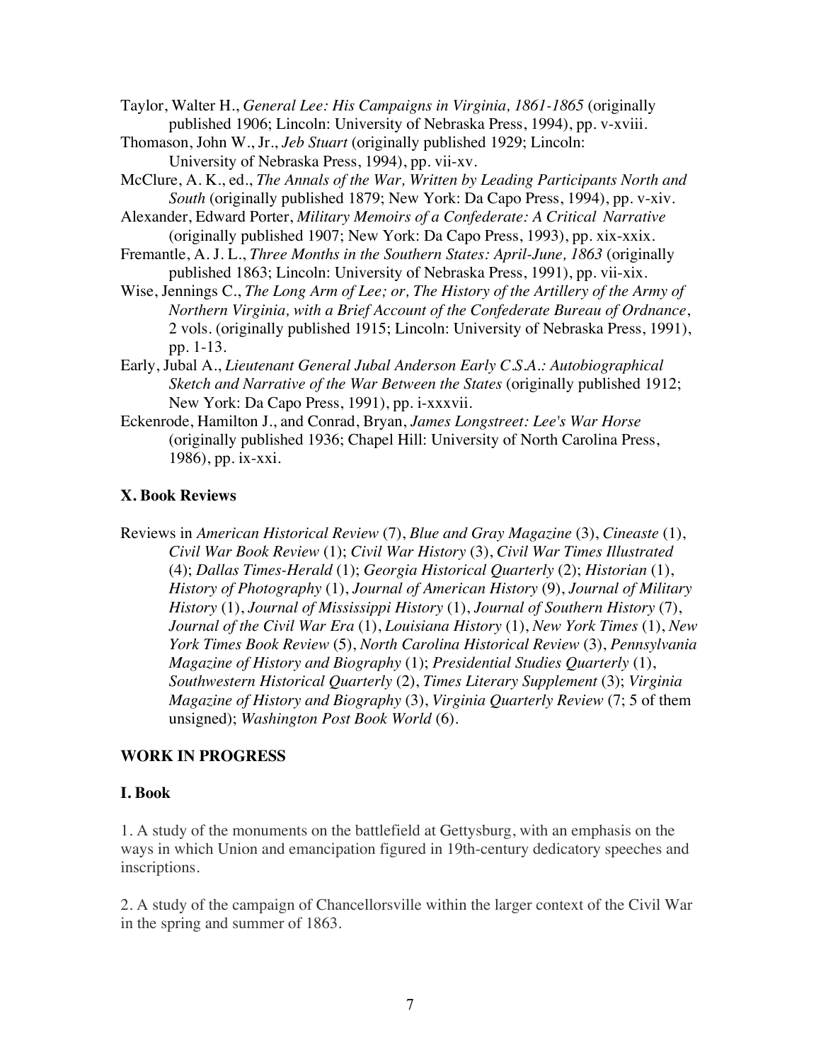Taylor, Walter H., *General Lee: His Campaigns in Virginia, 1861-1865* (originally published 1906; Lincoln: University of Nebraska Press, 1994), pp. v-xviii.

Thomason, John W., Jr., *Jeb Stuart* (originally published 1929; Lincoln: University of Nebraska Press, 1994), pp. vii-xv.

McClure, A. K., ed., *The Annals of the War, Written by Leading Participants North and South* (originally published 1879; New York: Da Capo Press, 1994), pp. v-xiv.

Alexander, Edward Porter, *Military Memoirs of a Confederate: A Critical Narrative* (originally published 1907; New York: Da Capo Press, 1993), pp. xix-xxix.

Fremantle, A. J. L., *Three Months in the Southern States: April-June, 1863* (originally published 1863; Lincoln: University of Nebraska Press, 1991), pp. vii-xix.

Wise, Jennings C., *The Long Arm of Lee; or, The History of the Artillery of the Army of Northern Virginia, with a Brief Account of the Confederate Bureau of Ordnance*, 2 vols. (originally published 1915; Lincoln: University of Nebraska Press, 1991), pp. 1-13.

Early, Jubal A., *Lieutenant General Jubal Anderson Early C.S.A.: Autobiographical Sketch and Narrative of the War Between the States* (originally published 1912; New York: Da Capo Press, 1991), pp. i-xxxvii.

Eckenrode, Hamilton J., and Conrad, Bryan, *James Longstreet: Lee's War Horse* (originally published 1936; Chapel Hill: University of North Carolina Press, 1986), pp. ix-xxi.

### X. Book Reviews

Reviews in *American Historical Review* (7), *Blue and Gray Magazine* (3), *Cineaste* (1), *Civil War Book Review* (1); *Civil War History* (3), *Civil War Times Illustrated* (4); *Dallas Times-Herald* (1); *Georgia Historical Quarterly* (2); *Historian* (1), *History of Photography* (1), *Journal of American History* (9), *Journal of Military History* (1), *Journal of Mississippi History* (1), *Journal of Southern History* (7), *Journal of the Civil War Era* (1), *Louisiana History* (1), *New York Times* (1), *New York Times Book Review* (5), *North Carolina Historical Review* (3), *Pennsylvania Magazine of History and Biography* (1); *Presidential Studies Quarterly* (1), *Southwestern Historical Quarterly* (2), *Times Literary Supplement* (3); *Virginia Magazine of History and Biography* (3), *Virginia Quarterly Review* (7; 5 of them unsigned); *Washington Post Book World* (6).

## WORK IN PROGRESS

### I. Book

1. A study of the monuments on the battlefield at Gettysburg, with an emphasis on the ways in which Union and emancipation figured in 19th-century dedicatory speeches and inscriptions.

2. A study of the campaign of Chancellorsville within the larger context of the Civil War in the spring and summer of 1863.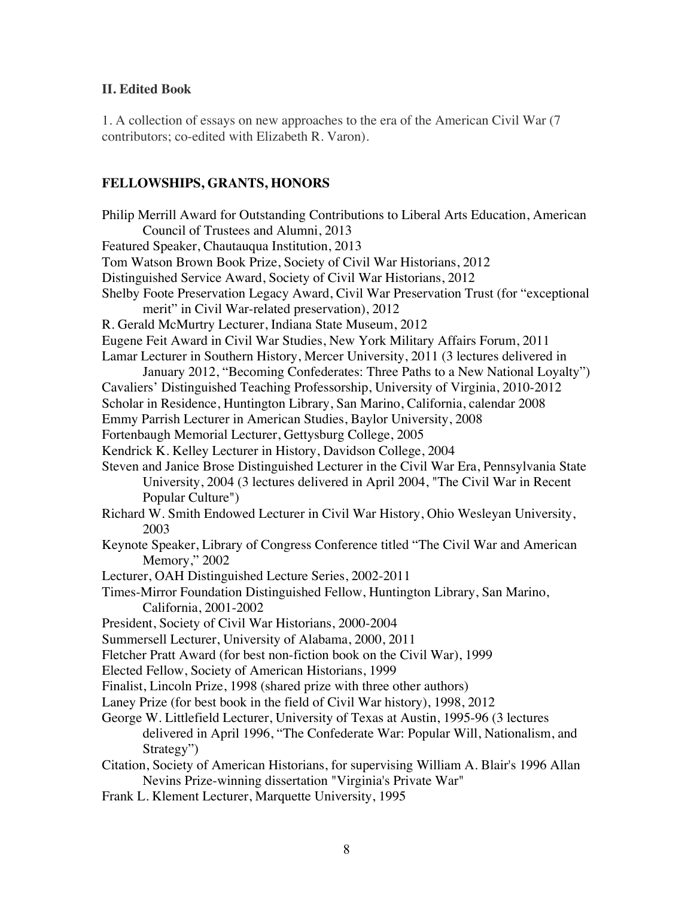### II. Edited Book

1. A collection of essays on new approaches to the era of the American Civil War (7 contributors; co-edited with Elizabeth R. Varon).

### FELLOWSHIPS, GRANTS, HONORS

Philip Merrill Award for Outstanding Contributions to Liberal Arts Education, American Council of Trustees and Alumni, 2013

Featured Speaker, Chautauqua Institution, 2013

Tom Watson Brown Book Prize, Society of Civil War Historians, 2012

Distinguished Service Award, Society of Civil War Historians, 2012

Shelby Foote Preservation Legacy Award, Civil War Preservation Trust (for "exceptional merit" in Civil War-related preservation), 2012

R. Gerald McMurtry Lecturer, Indiana State Museum, 2012

Eugene Feit Award in Civil War Studies, New York Military Affairs Forum, 2011

Lamar Lecturer in Southern History, Mercer University, 2011 (3 lectures delivered in January 2012, "Becoming Confederates: Three Paths to a New National Loyalty")

Cavaliers' Distinguished Teaching Professorship, University of Virginia, 2010-2012

Scholar in Residence, Huntington Library, San Marino, California, calendar 2008

Emmy Parrish Lecturer in American Studies, Baylor University, 2008

Fortenbaugh Memorial Lecturer, Gettysburg College, 2005

Kendrick K. Kelley Lecturer in History, Davidson College, 2004

Steven and Janice Brose Distinguished Lecturer in the Civil War Era, Pennsylvania State University, 2004 (3 lectures delivered in April 2004, "The Civil War in Recent Popular Culture")

Richard W. Smith Endowed Lecturer in Civil War History, Ohio Wesleyan University, 2003

Keynote Speaker, Library of Congress Conference titled "The Civil War and American Memory," 2002

Lecturer, OAH Distinguished Lecture Series, 2002-2011

Times-Mirror Foundation Distinguished Fellow, Huntington Library, San Marino, California, 2001-2002

President, Society of Civil War Historians, 2000-2004

Summersell Lecturer, University of Alabama, 2000, 2011

Fletcher Pratt Award (for best non-fiction book on the Civil War), 1999

Elected Fellow, Society of American Historians, 1999

Finalist, Lincoln Prize, 1998 (shared prize with three other authors)

Laney Prize (for best book in the field of Civil War history), 1998, 2012

George W. Littlefield Lecturer, University of Texas at Austin, 1995-96 (3 lectures delivered in April 1996, "The Confederate War: Popular Will, Nationalism, and Strategy")

Citation, Society of American Historians, for supervising William A. Blair's 1996 Allan Nevins Prize-winning dissertation "Virginia's Private War"

Frank L. Klement Lecturer, Marquette University, 1995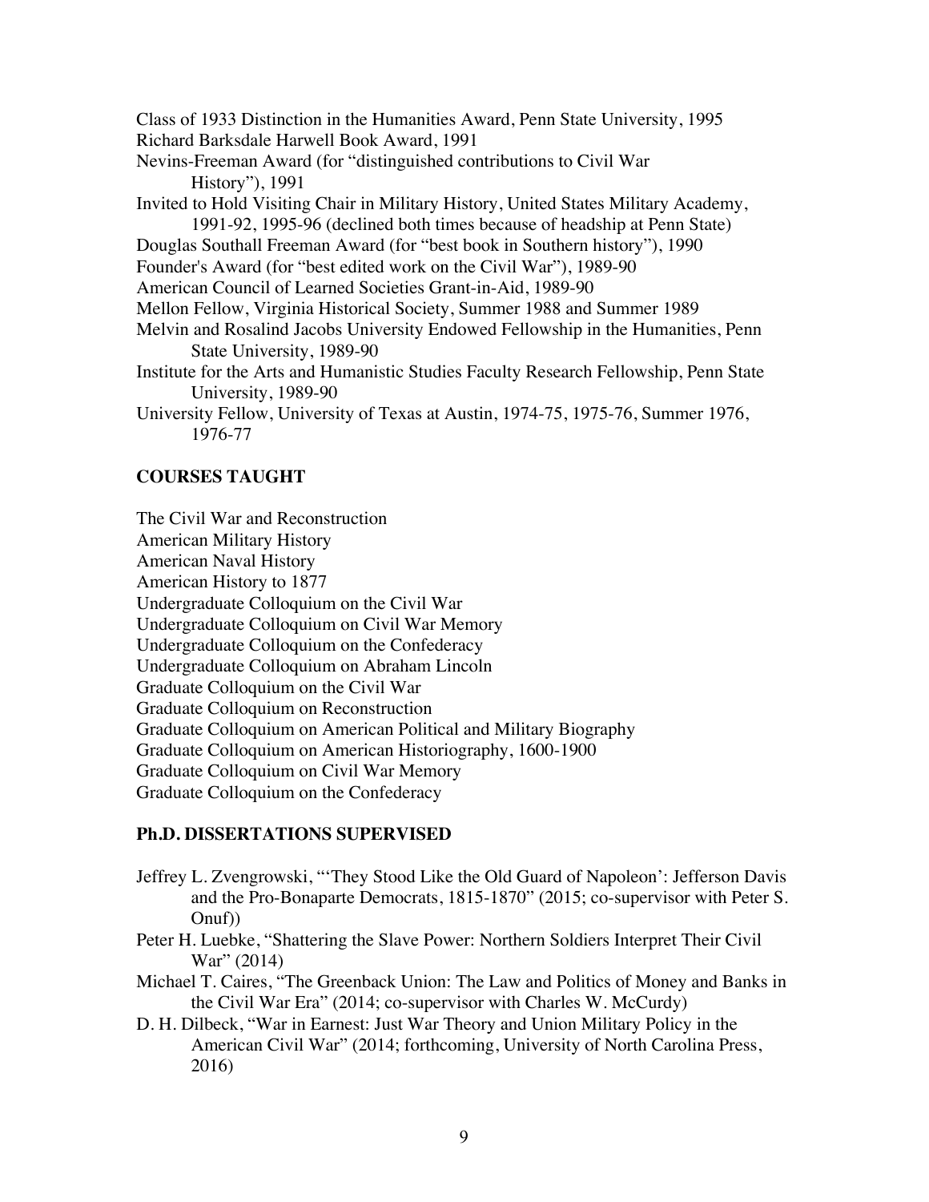Class of 1933 Distinction in the Humanities Award, Penn State University, 1995
Richard Barksdale Harwell Book Award, 1991
Nevins-Freeman Award (for "distinguished contributions to Civil War History"), 1991
Invited to Hold Visiting Chair in Military History, United States Military Academy, 1991-92, 1995-96 (declined both times because of headship at Penn State)
Douglas Southall Freeman Award (for "best book in Southern history"), 1990
Founder's Award (for "best edited work on the Civil War"), 1989-90
American Council of Learned Societies Grant-in-Aid, 1989-90
Mellon Fellow, Virginia Historical Society, Summer 1988 and Summer 1989
Melvin and Rosalind Jacobs University Endowed Fellowship in the Humanities, Penn State University, 1989-90
Institute for the Arts and Humanistic Studies Faculty Research Fellowship, Penn State University, 1989-90
University Fellow, University of Texas at Austin, 1974-75, 1975-76, Summer 1976, 1976-77

## COURSES TAUGHT

The Civil War and Reconstruction
American Military History
American Naval History
American History to 1877
Undergraduate Colloquium on the Civil War
Undergraduate Colloquium on Civil War Memory
Undergraduate Colloquium on the Confederacy
Undergraduate Colloquium on Abraham Lincoln
Graduate Colloquium on the Civil War
Graduate Colloquium on Reconstruction
Graduate Colloquium on American Political and Military Biography
Graduate Colloquium on American Historiography, 1600-1900
Graduate Colloquium on Civil War Memory
Graduate Colloquium on the Confederacy

## Ph.D. DISSERTATIONS SUPERVISED

Jeffrey L. Zvengrowski, "'They Stood Like the Old Guard of Napoleon': Jefferson Davis and the Pro-Bonaparte Democrats, 1815-1870" (2015; co-supervisor with Peter S. Onuf))
Peter H. Luebke, "Shattering the Slave Power: Northern Soldiers Interpret Their Civil War" (2014)
Michael T. Caires, "The Greenback Union: The Law and Politics of Money and Banks in the Civil War Era" (2014; co-supervisor with Charles W. McCurdy)
D. H. Dilbeck, "War in Earnest: Just War Theory and Union Military Policy in the American Civil War" (2014; forthcoming, University of North Carolina Press, 2016)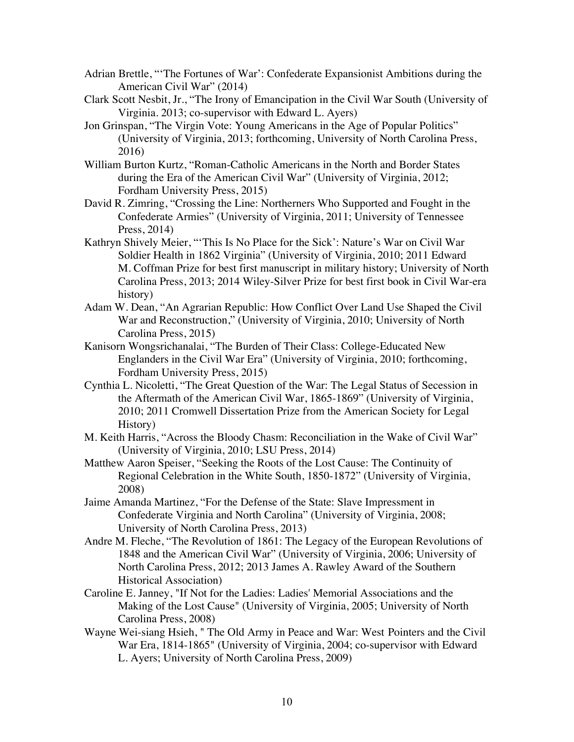Adrian Brettle, "'The Fortunes of War': Confederate Expansionist Ambitions during the American Civil War" (2014)

Clark Scott Nesbit, Jr., "The Irony of Emancipation in the Civil War South (University of Virginia. 2013; co-supervisor with Edward L. Ayers)

Jon Grinspan, "The Virgin Vote: Young Americans in the Age of Popular Politics" (University of Virginia, 2013; forthcoming, University of North Carolina Press, 2016)

William Burton Kurtz, "Roman-Catholic Americans in the North and Border States during the Era of the American Civil War" (University of Virginia, 2012; Fordham University Press, 2015)

David R. Zimring, "Crossing the Line: Northerners Who Supported and Fought in the Confederate Armies" (University of Virginia, 2011; University of Tennessee Press, 2014)

Kathryn Shively Meier, "'This Is No Place for the Sick': Nature's War on Civil War Soldier Health in 1862 Virginia" (University of Virginia, 2010; 2011 Edward M. Coffman Prize for best first manuscript in military history; University of North Carolina Press, 2013; 2014 Wiley-Silver Prize for best first book in Civil War-era history)

Adam W. Dean, "An Agrarian Republic: How Conflict Over Land Use Shaped the Civil War and Reconstruction," (University of Virginia, 2010; University of North Carolina Press, 2015)

Kanisorn Wongsrichanalai, "The Burden of Their Class: College-Educated New Englanders in the Civil War Era" (University of Virginia, 2010; forthcoming, Fordham University Press, 2015)

Cynthia L. Nicoletti, "The Great Question of the War: The Legal Status of Secession in the Aftermath of the American Civil War, 1865-1869" (University of Virginia, 2010; 2011 Cromwell Dissertation Prize from the American Society for Legal History)

M. Keith Harris, "Across the Bloody Chasm: Reconciliation in the Wake of Civil War" (University of Virginia, 2010; LSU Press, 2014)

Matthew Aaron Speiser, "Seeking the Roots of the Lost Cause: The Continuity of Regional Celebration in the White South, 1850-1872" (University of Virginia, 2008)

Jaime Amanda Martinez, "For the Defense of the State: Slave Impressment in Confederate Virginia and North Carolina" (University of Virginia, 2008; University of North Carolina Press, 2013)

Andre M. Fleche, "The Revolution of 1861: The Legacy of the European Revolutions of 1848 and the American Civil War" (University of Virginia, 2006; University of North Carolina Press, 2012; 2013 James A. Rawley Award of the Southern Historical Association)

Caroline E. Janney, "If Not for the Ladies: Ladies' Memorial Associations and the Making of the Lost Cause" (University of Virginia, 2005; University of North Carolina Press, 2008)

Wayne Wei-siang Hsieh, " The Old Army in Peace and War: West Pointers and the Civil War Era, 1814-1865" (University of Virginia, 2004; co-supervisor with Edward L. Ayers; University of North Carolina Press, 2009)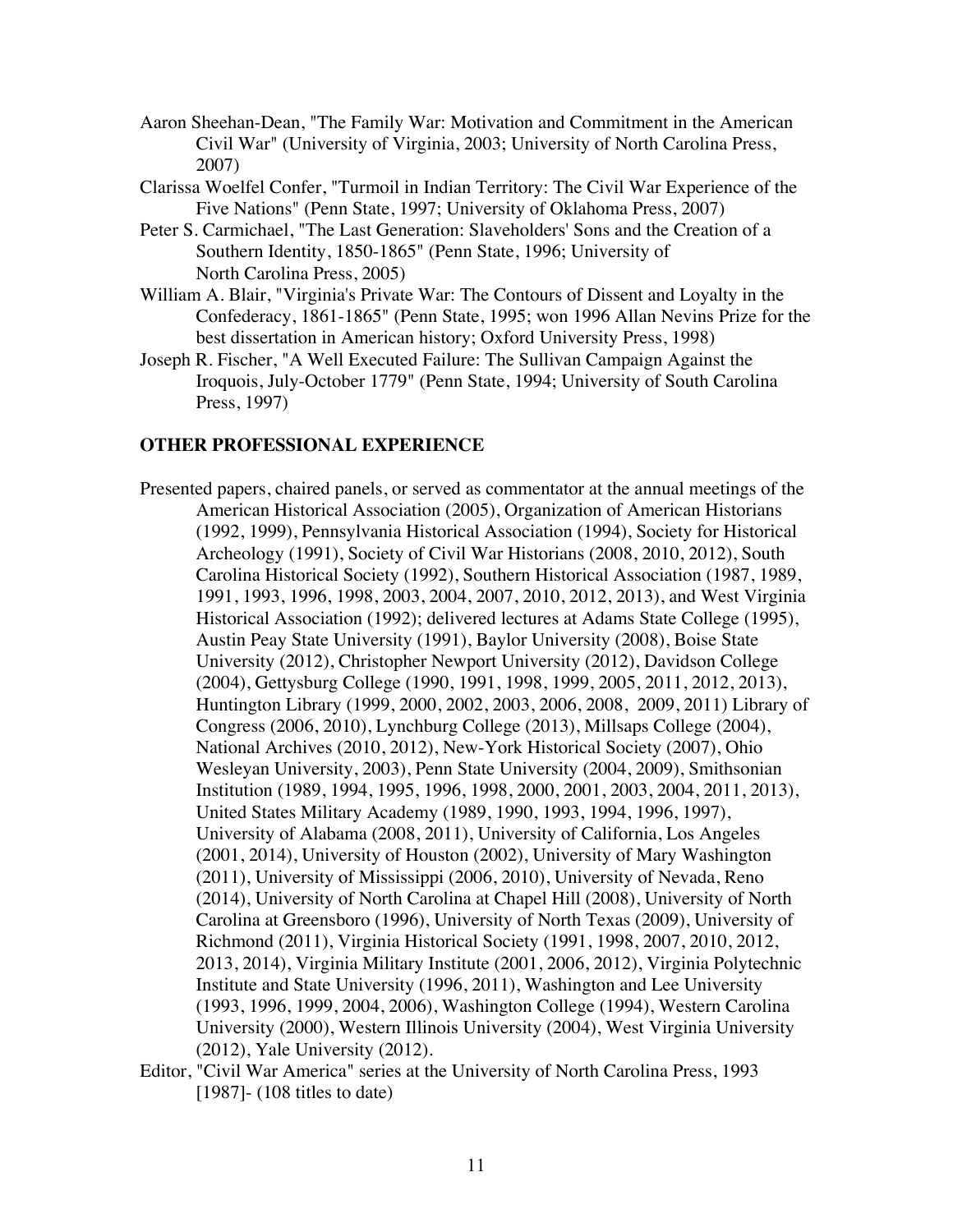Aaron Sheehan-Dean, "The Family War: Motivation and Commitment in the American Civil War" (University of Virginia, 2003; University of North Carolina Press, 2007)

Clarissa Woelfel Confer, "Turmoil in Indian Territory: The Civil War Experience of the Five Nations" (Penn State, 1997; University of Oklahoma Press, 2007)

Peter S. Carmichael, "The Last Generation: Slaveholders' Sons and the Creation of a Southern Identity, 1850-1865" (Penn State, 1996; University of North Carolina Press, 2005)

William A. Blair, "Virginia's Private War: The Contours of Dissent and Loyalty in the Confederacy, 1861-1865" (Penn State, 1995; won 1996 Allan Nevins Prize for the best dissertation in American history; Oxford University Press, 1998)

Joseph R. Fischer, "A Well Executed Failure: The Sullivan Campaign Against the Iroquois, July-October 1779" (Penn State, 1994; University of South Carolina Press, 1997)

## OTHER PROFESSIONAL EXPERIENCE

Presented papers, chaired panels, or served as commentator at the annual meetings of the American Historical Association (2005), Organization of American Historians (1992, 1999), Pennsylvania Historical Association (1994), Society for Historical Archeology (1991), Society of Civil War Historians (2008, 2010, 2012), South Carolina Historical Society (1992), Southern Historical Association (1987, 1989, 1991, 1993, 1996, 1998, 2003, 2004, 2007, 2010, 2012, 2013), and West Virginia Historical Association (1992); delivered lectures at Adams State College (1995), Austin Peay State University (1991), Baylor University (2008), Boise State University (2012), Christopher Newport University (2012), Davidson College (2004), Gettysburg College (1990, 1991, 1998, 1999, 2005, 2011, 2012, 2013), Huntington Library (1999, 2000, 2002, 2003, 2006, 2008, 2009, 2011) Library of Congress (2006, 2010), Lynchburg College (2013), Millsaps College (2004), National Archives (2010, 2012), New-York Historical Society (2007), Ohio Wesleyan University, 2003), Penn State University (2004, 2009), Smithsonian Institution (1989, 1994, 1995, 1996, 1998, 2000, 2001, 2003, 2004, 2011, 2013), United States Military Academy (1989, 1990, 1993, 1994, 1996, 1997), University of Alabama (2008, 2011), University of California, Los Angeles (2001, 2014), University of Houston (2002), University of Mary Washington (2011), University of Mississippi (2006, 2010), University of Nevada, Reno (2014), University of North Carolina at Chapel Hill (2008), University of North Carolina at Greensboro (1996), University of North Texas (2009), University of Richmond (2011), Virginia Historical Society (1991, 1998, 2007, 2010, 2012, 2013, 2014), Virginia Military Institute (2001, 2006, 2012), Virginia Polytechnic Institute and State University (1996, 2011), Washington and Lee University (1993, 1996, 1999, 2004, 2006), Washington College (1994), Western Carolina University (2000), Western Illinois University (2004), West Virginia University (2012), Yale University (2012).

Editor, "Civil War America" series at the University of North Carolina Press, 1993 [1987]- (108 titles to date)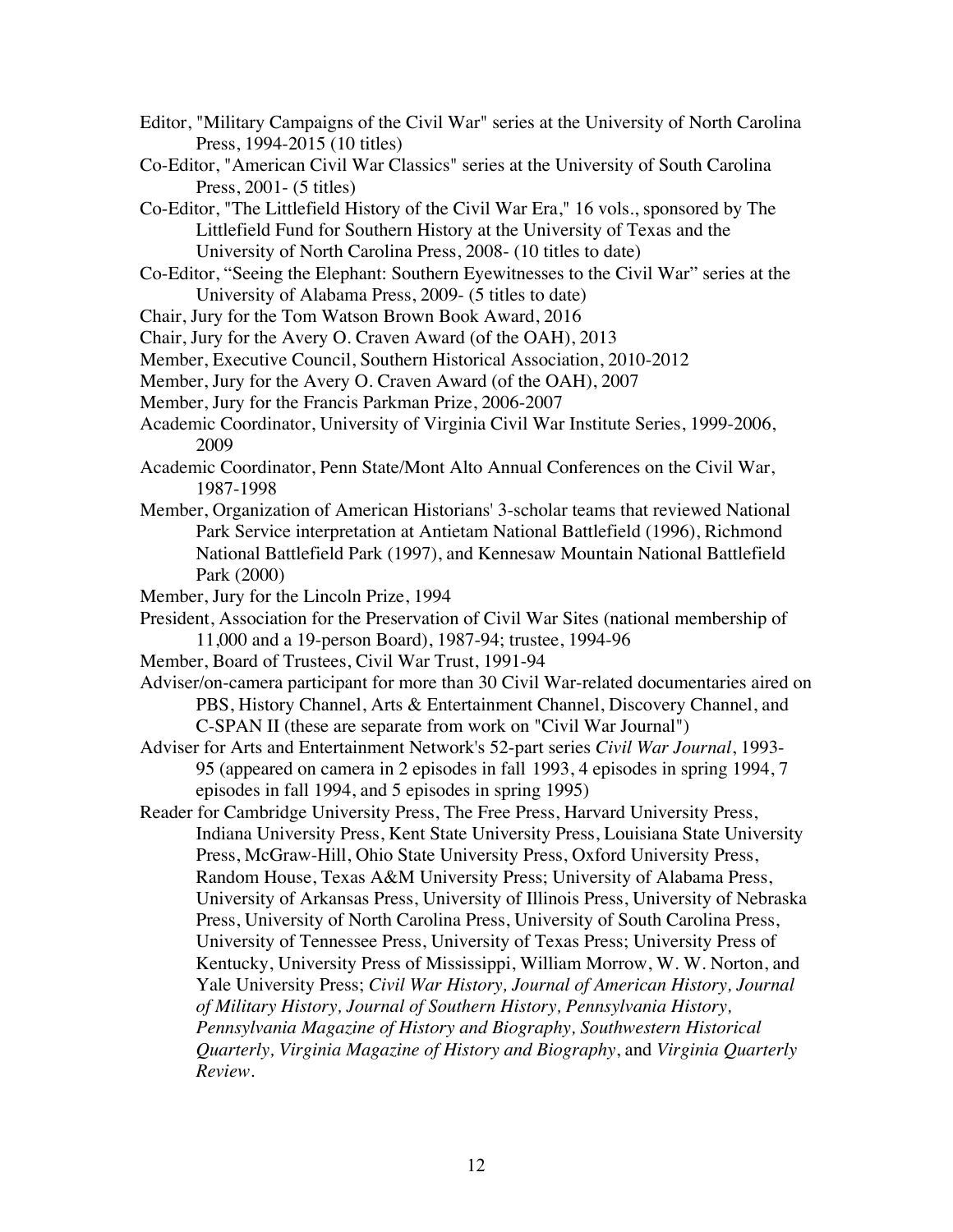Editor, "Military Campaigns of the Civil War" series at the University of North Carolina Press, 1994-2015 (10 titles)

Co-Editor, "American Civil War Classics" series at the University of South Carolina Press, 2001- (5 titles)

Co-Editor, "The Littlefield History of the Civil War Era," 16 vols., sponsored by The Littlefield Fund for Southern History at the University of Texas and the University of North Carolina Press, 2008- (10 titles to date)

Co-Editor, "Seeing the Elephant: Southern Eyewitnesses to the Civil War" series at the University of Alabama Press, 2009- (5 titles to date)

Chair, Jury for the Tom Watson Brown Book Award, 2016

Chair, Jury for the Avery O. Craven Award (of the OAH), 2013

Member, Executive Council, Southern Historical Association, 2010-2012

Member, Jury for the Avery O. Craven Award (of the OAH), 2007

Member, Jury for the Francis Parkman Prize, 2006-2007

Academic Coordinator, University of Virginia Civil War Institute Series, 1999-2006, 2009

Academic Coordinator, Penn State/Mont Alto Annual Conferences on the Civil War, 1987-1998

Member, Organization of American Historians' 3-scholar teams that reviewed National Park Service interpretation at Antietam National Battlefield (1996), Richmond National Battlefield Park (1997), and Kennesaw Mountain National Battlefield Park (2000)

Member, Jury for the Lincoln Prize, 1994

President, Association for the Preservation of Civil War Sites (national membership of 11,000 and a 19-person Board), 1987-94; trustee, 1994-96

Member, Board of Trustees, Civil War Trust, 1991-94

Adviser/on-camera participant for more than 30 Civil War-related documentaries aired on PBS, History Channel, Arts & Entertainment Channel, Discovery Channel, and C-SPAN II (these are separate from work on "Civil War Journal")

Adviser for Arts and Entertainment Network's 52-part series *Civil War Journal*, 1993-95 (appeared on camera in 2 episodes in fall 1993, 4 episodes in spring 1994, 7 episodes in fall 1994, and 5 episodes in spring 1995)

Reader for Cambridge University Press, The Free Press, Harvard University Press, Indiana University Press, Kent State University Press, Louisiana State University Press, McGraw-Hill, Ohio State University Press, Oxford University Press, Random House, Texas A&M University Press; University of Alabama Press, University of Arkansas Press, University of Illinois Press, University of Nebraska Press, University of North Carolina Press, University of South Carolina Press, University of Tennessee Press, University of Texas Press; University Press of Kentucky, University Press of Mississippi, William Morrow, W. W. Norton, and Yale University Press; *Civil War History, Journal of American History, Journal of Military History, Journal of Southern History, Pennsylvania History, Pennsylvania Magazine of History and Biography, Southwestern Historical Quarterly, Virginia Magazine of History and Biography*, and *Virginia Quarterly Review*.